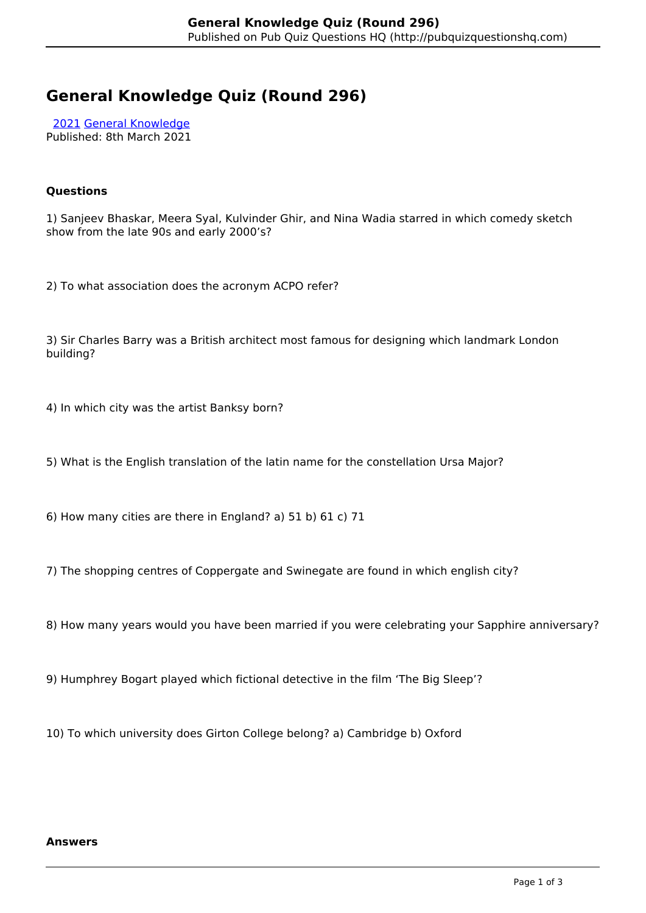# General Knowledge Quiz (Round 296)

2021 General Knowledge
Published: 8th March 2021

### Questions

1) Sanjeev Bhaskar, Meera Syal, Kulvinder Ghir, and Nina Wadia starred in which comedy sketch show from the late 90s and early 2000's?

2) To what association does the acronym ACPO refer?

3) Sir Charles Barry was a British architect most famous for designing which landmark London building?

4) In which city was the artist Banksy born?

5) What is the English translation of the latin name for the constellation Ursa Major?

6) How many cities are there in England? a) 51 b) 61 c) 71

7) The shopping centres of Coppergate and Swinegate are found in which english city?

8) How many years would you have been married if you were celebrating your Sapphire anniversary?

9) Humphrey Bogart played which fictional detective in the film 'The Big Sleep'?

10) To which university does Girton College belong? a) Cambridge b) Oxford

### Answers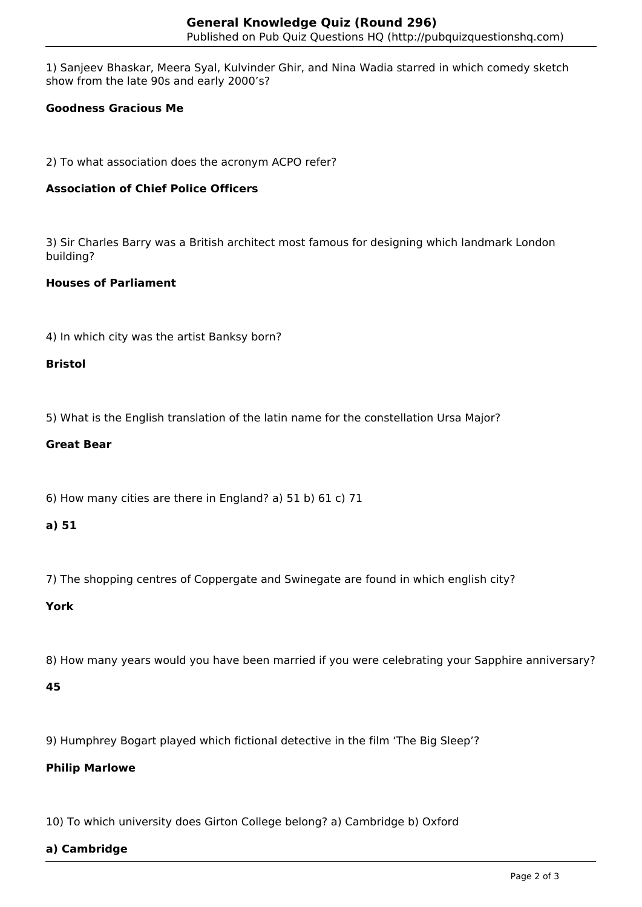1) Sanjeev Bhaskar, Meera Syal, Kulvinder Ghir, and Nina Wadia starred in which comedy sketch show from the late 90s and early 2000's?

**Goodness Gracious Me**

2) To what association does the acronym ACPO refer?

**Association of Chief Police Officers**

3) Sir Charles Barry was a British architect most famous for designing which landmark London building?

**Houses of Parliament**

4) In which city was the artist Banksy born?

**Bristol**

5) What is the English translation of the latin name for the constellation Ursa Major?

**Great Bear**

6) How many cities are there in England? a) 51 b) 61 c) 71

**a) 51**

7) The shopping centres of Coppergate and Swinegate are found in which english city?

**York**

8) How many years would you have been married if you were celebrating your Sapphire anniversary?

**45**

9) Humphrey Bogart played which fictional detective in the film 'The Big Sleep'?

**Philip Marlowe**

10) To which university does Girton College belong? a) Cambridge b) Oxford

**a) Cambridge**